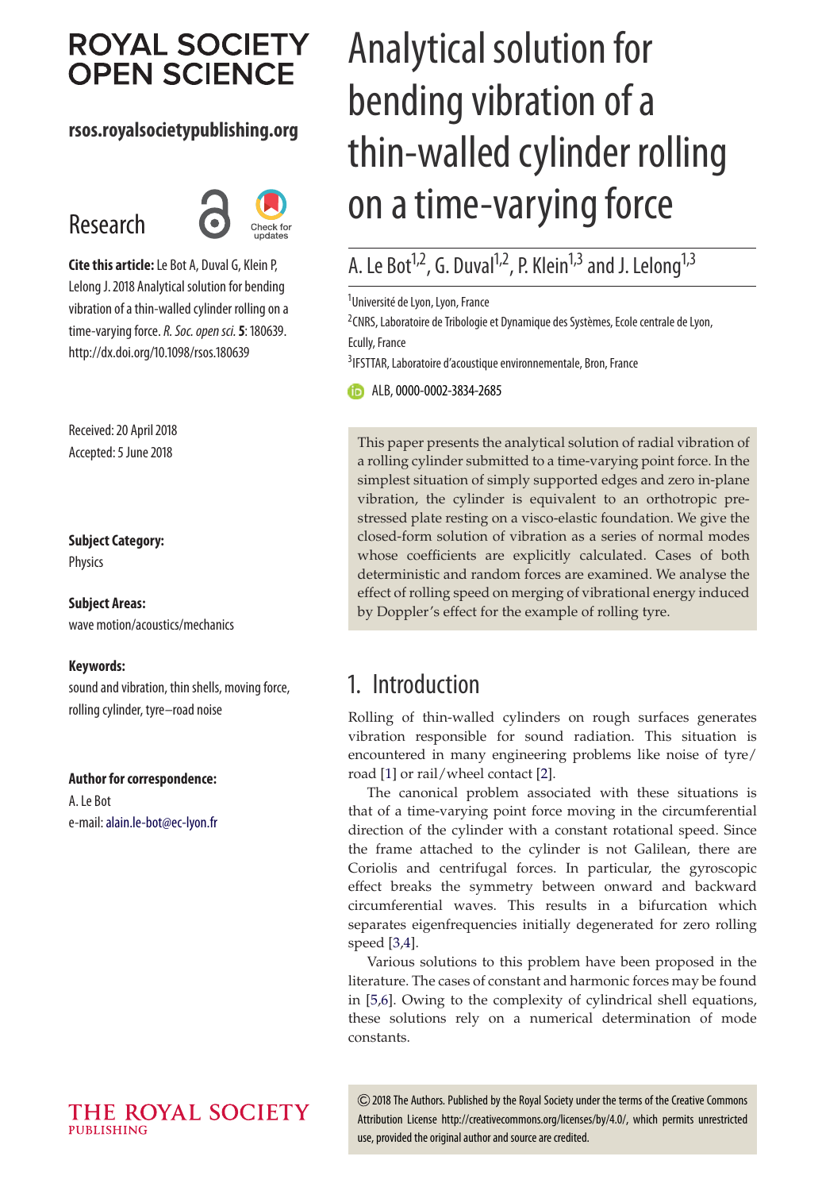ROYAL SOCIETY OPEN SCIENCE

**rsos.royalsocietypublishing.org**

Research

**Cite this article:** Le Bot A, Duval G, Klein P, Lelong J. 2018 Analytical solution for bending vibration of a thin-walled cylinder rolling on a time-varying force. *R. Soc. open sci.* **5**: 180639. http://dx.doi.org/10.1098/rsos.180639

Received: 20 April 2018
Accepted: 5 June 2018

**Subject Category:**
Physics

**Subject Areas:**
wave motion/acoustics/mechanics

**Keywords:**
sound and vibration, thin shells, moving force, rolling cylinder, tyre–road noise

**Author for correspondence:**
A. Le Bot
e-mail: alain.le-bot@ec-lyon.fr

# Analytical solution for bending vibration of a thin-walled cylinder rolling on a time-varying force

A. Le Bot[1,2], G. Duval[1,2], P. Klein[1,3] and J. Lelong[1,3]

[1]Université de Lyon, Lyon, France
[2]CNRS, Laboratoire de Tribologie et Dynamique des Systèmes, Ecole centrale de Lyon, Ecully, France
[3]IFSTTAR, Laboratoire d'acoustique environnementale, Bron, France

ALB, 0000-0002-3834-2685

This paper presents the analytical solution of radial vibration of a rolling cylinder submitted to a time-varying point force. In the simplest situation of simply supported edges and zero in-plane vibration, the cylinder is equivalent to an orthotropic pre-stressed plate resting on a visco-elastic foundation. We give the closed-form solution of vibration as a series of normal modes whose coefficients are explicitly calculated. Cases of both deterministic and random forces are examined. We analyse the effect of rolling speed on merging of vibrational energy induced by Doppler's effect for the example of rolling tyre.

## 1. Introduction

Rolling of thin-walled cylinders on rough surfaces generates vibration responsible for sound radiation. This situation is encountered in many engineering problems like noise of tyre/road [1] or rail/wheel contact [2].

The canonical problem associated with these situations is that of a time-varying point force moving in the circumferential direction of the cylinder with a constant rotational speed. Since the frame attached to the cylinder is not Galilean, there are Coriolis and centrifugal forces. In particular, the gyroscopic effect breaks the symmetry between onward and backward circumferential waves. This results in a bifurcation which separates eigenfrequencies initially degenerated for zero rolling speed [3,4].

Various solutions to this problem have been proposed in the literature. The cases of constant and harmonic forces may be found in [5,6]. Owing to the complexity of cylindrical shell equations, these solutions rely on a numerical determination of mode constants.

© 2018 The Authors. Published by the Royal Society under the terms of the Creative Commons Attribution License http://creativecommons.org/licenses/by/4.0/, which permits unrestricted use, provided the original author and source are credited.

THE ROYAL SOCIETY PUBLISHING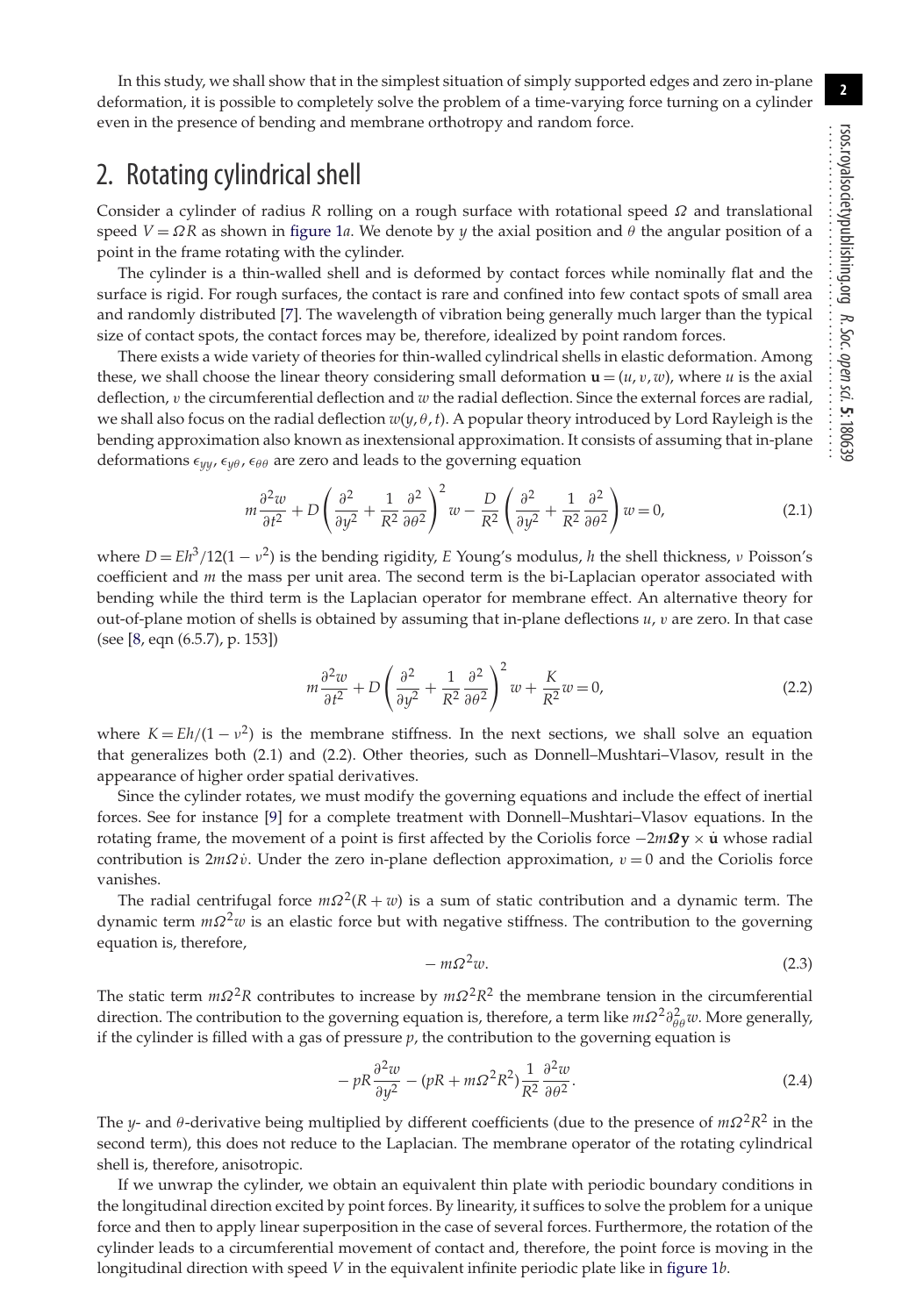In this study, we shall show that in the simplest situation of simply supported edges and zero in-plane deformation, it is possible to completely solve the problem of a time-varying force turning on a cylinder even in the presence of bending and membrane orthotropy and random force.

## 2. Rotating cylindrical shell

Consider a cylinder of radius $R$ rolling on a rough surface with rotational speed $\Omega$ and translational speed $V = \Omega R$ as shown in figure 1*a*. We denote by $y$ the axial position and $\theta$ the angular position of a point in the frame rotating with the cylinder.

The cylinder is a thin-walled shell and is deformed by contact forces while nominally flat and the surface is rigid. For rough surfaces, the contact is rare and confined into few contact spots of small area and randomly distributed [7]. The wavelength of vibration being generally much larger than the typical size of contact spots, the contact forces may be, therefore, idealized by point random forces.

There exists a wide variety of theories for thin-walled cylindrical shells in elastic deformation. Among these, we shall choose the linear theory considering small deformation $\mathbf{u} = (u, v, w)$, where $u$ is the axial deflection, $v$ the circumferential deflection and $w$ the radial deflection. Since the external forces are radial, we shall also focus on the radial deflection $w(y, \theta, t)$. A popular theory introduced by Lord Rayleigh is the bending approximation also known as inextensional approximation. It consists of assuming that in-plane deformations $\epsilon_{yy}$, $\epsilon_{y\theta}$, $\epsilon_{\theta\theta}$ are zero and leads to the governing equation

$$m\frac{\partial^2 w}{\partial t^2} + D\left(\frac{\partial^2}{\partial y^2} + \frac{1}{R^2}\frac{\partial^2}{\partial \theta^2}\right)^2 w - \frac{D}{R^2}\left(\frac{\partial^2}{\partial y^2} + \frac{1}{R^2}\frac{\partial^2}{\partial \theta^2}\right) w = 0, \tag{2.1}$$

where $D = Eh^3/12(1-\nu^2)$ is the bending rigidity, $E$ Young's modulus, $h$ the shell thickness, $\nu$ Poisson's coefficient and $m$ the mass per unit area. The second term is the bi-Laplacian operator associated with bending while the third term is the Laplacian operator for membrane effect. An alternative theory for out-of-plane motion of shells is obtained by assuming that in-plane deflections $u$, $v$ are zero. In that case (see [8, eqn (6.5.7), p. 153])

$$m\frac{\partial^2 w}{\partial t^2} + D\left(\frac{\partial^2}{\partial y^2} + \frac{1}{R^2}\frac{\partial^2}{\partial \theta^2}\right)^2 w + \frac{K}{R^2} w = 0, \tag{2.2}$$

where $K = Eh/(1-\nu^2)$ is the membrane stiffness. In the next sections, we shall solve an equation that generalizes both (2.1) and (2.2). Other theories, such as Donnell–Mushtari–Vlasov, result in the appearance of higher order spatial derivatives.

Since the cylinder rotates, we must modify the governing equations and include the effect of inertial forces. See for instance [9] for a complete treatment with Donnell–Mushtari–Vlasov equations. In the rotating frame, the movement of a point is first affected by the Coriolis force $-2m\boldsymbol{\Omega}\mathbf{y} \times \dot{\mathbf{u}}$ whose radial contribution is $2m\Omega\dot{v}$. Under the zero in-plane deflection approximation, $v = 0$ and the Coriolis force vanishes.

The radial centrifugal force $m\Omega^2(R + w)$ is a sum of static contribution and a dynamic term. The dynamic term $m\Omega^2 w$ is an elastic force but with negative stiffness. The contribution to the governing equation is, therefore,

$$-m\Omega^2 w. \tag{2.3}$$

The static term $m\Omega^2 R$ contributes to increase by $m\Omega^2 R^2$ the membrane tension in the circumferential direction. The contribution to the governing equation is, therefore, a term like $m\Omega^2 \partial^2_{\theta\theta} w$. More generally, if the cylinder is filled with a gas of pressure $p$, the contribution to the governing equation is

$$-pR\frac{\partial^2 w}{\partial y^2} - (pR + m\Omega^2 R^2)\frac{1}{R^2}\frac{\partial^2 w}{\partial \theta^2}. \tag{2.4}$$

The $y$- and $\theta$-derivative being multiplied by different coefficients (due to the presence of $m\Omega^2 R^2$ in the second term), this does not reduce to the Laplacian. The membrane operator of the rotating cylindrical shell is, therefore, anisotropic.

If we unwrap the cylinder, we obtain an equivalent thin plate with periodic boundary conditions in the longitudinal direction excited by point forces. By linearity, it suffices to solve the problem for a unique force and then to apply linear superposition in the case of several forces. Furthermore, the rotation of the cylinder leads to a circumferential movement of contact and, therefore, the point force is moving in the longitudinal direction with speed $V$ in the equivalent infinite periodic plate like in figure 1*b*.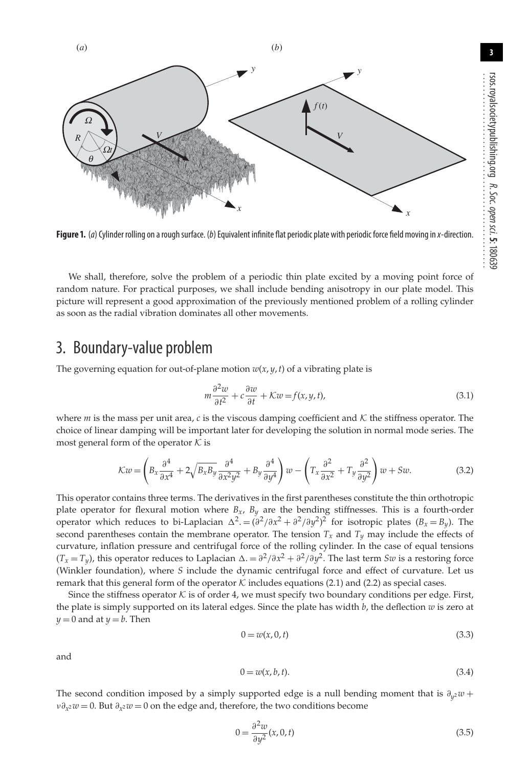(a)

(b)

Figure 1. (a) Cylinder rolling on a rough surface. (b) Equivalent infinite flat periodic plate with periodic force field moving in x-direction.

We shall, therefore, solve the problem of a periodic thin plate excited by a moving point force of random nature. For practical purposes, we shall include bending anisotropy in our plate model. This picture will represent a good approximation of the previously mentioned problem of a rolling cylinder as soon as the radial vibration dominates all other movements.

# 3. Boundary-value problem

The governing equation for out-of-plane motion $w(x, y, t)$ of a vibrating plate is

$$m\frac{\partial^2 w}{\partial t^2} + c\frac{\partial w}{\partial t} + \mathcal{K}w = f(x, y, t), \tag{3.1}$$

where $m$ is the mass per unit area, $c$ is the viscous damping coefficient and $\mathcal{K}$ the stiffness operator. The choice of linear damping will be important later for developing the solution in normal mode series. The most general form of the operator $\mathcal{K}$ is

$$\mathcal{K}w = \left(B_x\frac{\partial^4}{\partial x^4} + 2\sqrt{B_x B_y}\frac{\partial^4}{\partial x^2 y^2} + B_y\frac{\partial^4}{\partial y^4}\right)w - \left(T_x\frac{\partial^2}{\partial x^2} + T_y\frac{\partial^2}{\partial y^2}\right)w + Sw. \tag{3.2}$$

This operator contains three terms. The derivatives in the first parentheses constitute the thin orthotropic plate operator for flexural motion where $B_x$, $B_y$ are the bending stiffnesses. This is a fourth-order operator which reduces to bi-Laplacian $\Delta^2. = (\partial^2/\partial x^2 + \partial^2/\partial y^2)^2$ for isotropic plates $(B_x = B_y)$. The second parentheses contain the membrane operator. The tension $T_x$ and $T_y$ may include the effects of curvature, inflation pressure and centrifugal force of the rolling cylinder. In the case of equal tensions $(T_x = T_y)$, this operator reduces to Laplacian $\Delta. = \partial^2/\partial x^2 + \partial^2/\partial y^2$. The last term $Sw$ is a restoring force (Winkler foundation), where $S$ include the dynamic centrifugal force and effect of curvature. Let us remark that this general form of the operator $\mathcal{K}$ includes equations (2.1) and (2.2) as special cases.

Since the stiffness operator $\mathcal{K}$ is of order 4, we must specify two boundary conditions per edge. First, the plate is simply supported on its lateral edges. Since the plate has width $b$, the deflection $w$ is zero at $y = 0$ and at $y = b$. Then

$$0 = w(x, 0, t) \tag{3.3}$$

and

$$0 = w(x, b, t). \tag{3.4}$$

The second condition imposed by a simply supported edge is a null bending moment that is $\partial_{y^2} w + \nu\partial_{x^2} w = 0$. But $\partial_{x^2} w = 0$ on the edge and, therefore, the two conditions become

$$0 = \frac{\partial^2 w}{\partial y^2}(x, 0, t) \tag{3.5}$$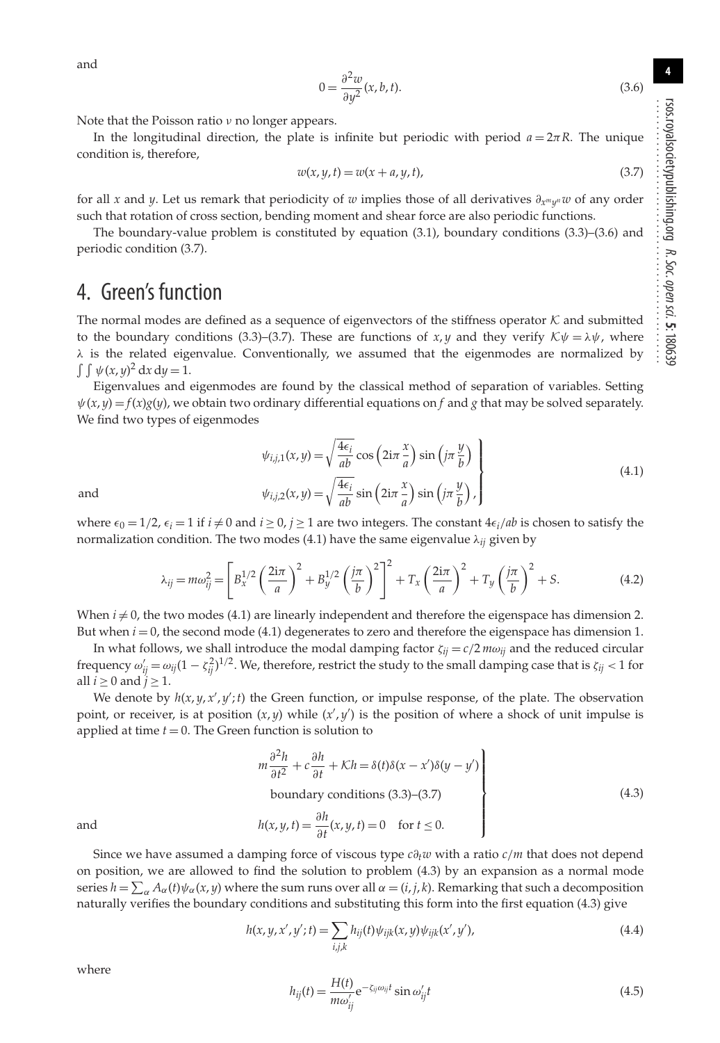and

$$0 = \frac{\partial^2 w}{\partial y^2}(x, b, t). \tag{3.6}$$

Note that the Poisson ratio $\nu$ no longer appears.

In the longitudinal direction, the plate is infinite but periodic with period $a = 2\pi R$. The unique condition is, therefore,

$$w(x, y, t) = w(x + a, y, t), \tag{3.7}$$

for all $x$ and $y$. Let us remark that periodicity of $w$ implies those of all derivatives $\partial_{x^m y^n} w$ of any order such that rotation of cross section, bending moment and shear force are also periodic functions.

The boundary-value problem is constituted by equation (3.1), boundary conditions (3.3)–(3.6) and periodic condition (3.7).

# 4. Green's function

The normal modes are defined as a sequence of eigenvectors of the stiffness operator $\mathcal{K}$ and submitted to the boundary conditions (3.3)–(3.7). These are functions of $x, y$ and they verify $\mathcal{K}\psi = \lambda\psi$, where $\lambda$ is the related eigenvalue. Conventionally, we assumed that the eigenmodes are normalized by $\int\int \psi(x, y)^2 \, dx \, dy = 1$.

Eigenvalues and eigenmodes are found by the classical method of separation of variables. Setting $\psi(x, y) = f(x)g(y)$, we obtain two ordinary differential equations on $f$ and $g$ that may be solved separately. We find two types of eigenmodes

$$\left.\begin{aligned} \psi_{i,j,1}(x, y) &= \sqrt{\frac{4\epsilon_i}{ab}} \cos\left(2i\pi \frac{x}{a}\right) \sin\left(j\pi \frac{y}{b}\right) \\ \text{and} \qquad \psi_{i,j,2}(x, y) &= \sqrt{\frac{4\epsilon_i}{ab}} \sin\left(2i\pi \frac{x}{a}\right) \sin\left(j\pi \frac{y}{b}\right), \end{aligned}\right\} \tag{4.1}$$

where $\epsilon_0 = 1/2$, $\epsilon_i = 1$ if $i \neq 0$ and $i \geq 0$, $j \geq 1$ are two integers. The constant $4\epsilon_i/ab$ is chosen to satisfy the normalization condition. The two modes (4.1) have the same eigenvalue $\lambda_{ij}$ given by

$$\lambda_{ij} = m\omega_{ij}^2 = \left[ B_x^{1/2} \left(\frac{2i\pi}{a}\right)^2 + B_y^{1/2} \left(\frac{j\pi}{b}\right)^2 \right]^2 + T_x \left(\frac{2i\pi}{a}\right)^2 + T_y \left(\frac{j\pi}{b}\right)^2 + S. \tag{4.2}$$

When $i \neq 0$, the two modes (4.1) are linearly independent and therefore the eigenspace has dimension 2. But when $i = 0$, the second mode (4.1) degenerates to zero and therefore the eigenspace has dimension 1.

In what follows, we shall introduce the modal damping factor $\zeta_{ij} = c/2\,m\omega_{ij}$ and the reduced circular frequency $\omega'_{ij} = \omega_{ij}(1 - \zeta_{ij}^2)^{1/2}$. We, therefore, restrict the study to the small damping case that is $\zeta_{ij} < 1$ for all $i \geq 0$ and $j \geq 1$.

We denote by $h(x, y, x', y'; t)$ the Green function, or impulse response, of the plate. The observation point, or receiver, is at position $(x, y)$ while $(x', y')$ is the position of where a shock of unit impulse is applied at time $t = 0$. The Green function is solution to

$$\left.\begin{aligned} m\frac{\partial^2 h}{\partial t^2} + c\frac{\partial h}{\partial t} + \mathcal{K}h &= \delta(t)\delta(x - x')\delta(y - y') \\ &\text{boundary conditions (3.3)–(3.7)} \\ \text{and} \qquad h(x, y, t) &= \frac{\partial h}{\partial t}(x, y, t) = 0 \quad \text{for } t \leq 0. \end{aligned}\right\} \tag{4.3}$$

Since we have assumed a damping force of viscous type $c\partial_t w$ with a ratio $c/m$ that does not depend on position, we are allowed to find the solution to problem (4.3) by an expansion as a normal mode series $h = \sum_\alpha A_\alpha(t)\psi_\alpha(x, y)$ where the sum runs over all $\alpha = (i, j, k)$. Remarking that such a decomposition naturally verifies the boundary conditions and substituting this form into the first equation (4.3) give

$$h(x, y, x', y'; t) = \sum_{i,j,k} h_{ij}(t)\psi_{ijk}(x, y)\psi_{ijk}(x', y'), \tag{4.4}$$

where

$$h_{ij}(t) = \frac{H(t)}{m\omega'_{ij}} e^{-\zeta_{ij}\omega_{ij}t} \sin \omega'_{ij}t \tag{4.5}$$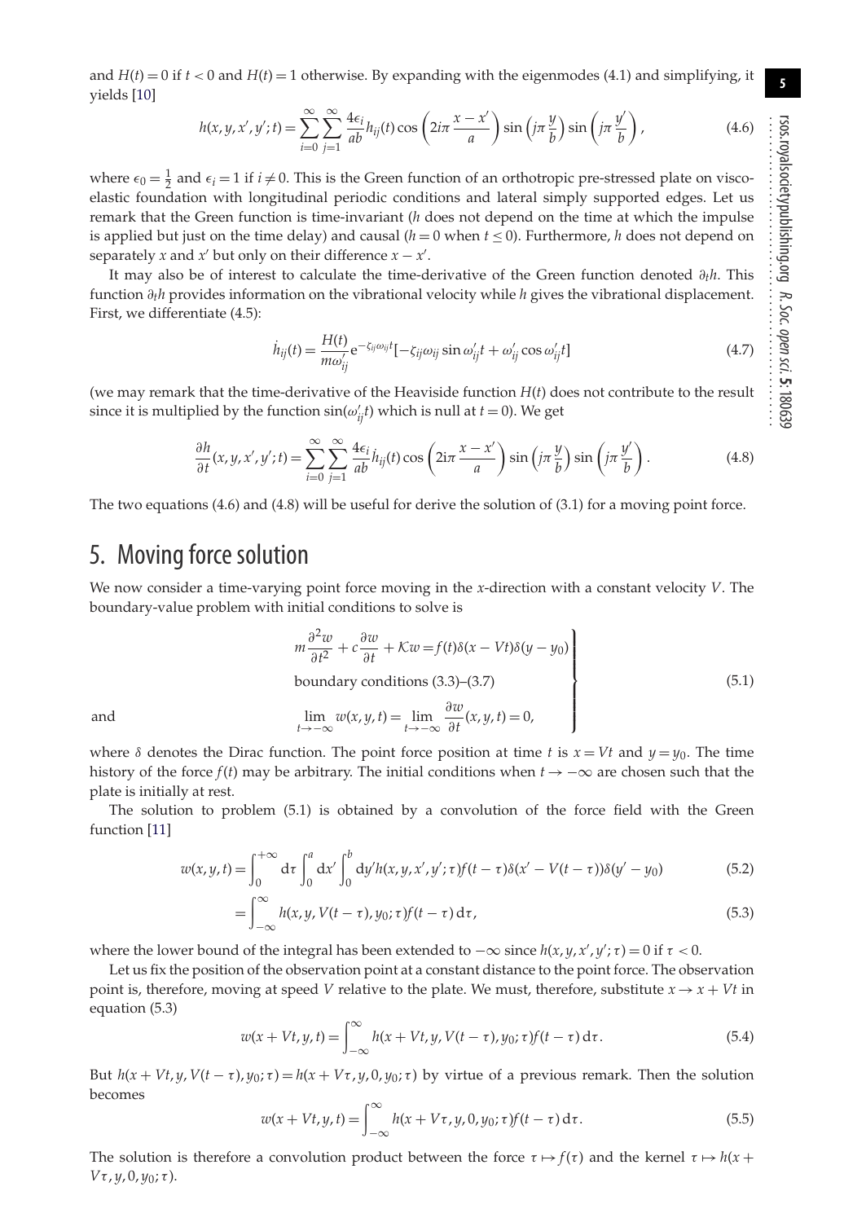and $H(t) = 0$ if $t < 0$ and $H(t) = 1$ otherwise. By expanding with the eigenmodes (4.1) and simplifying, it yields [10]

$$h(x, y, x', y'; t) = \sum_{i=0}^{\infty} \sum_{j=1}^{\infty} \frac{4\epsilon_i}{ab} h_{ij}(t) \cos\left(2i\pi \frac{x - x'}{a}\right) \sin\left(j\pi \frac{y}{b}\right) \sin\left(j\pi \frac{y'}{b}\right), \tag{4.6}$$

where $\epsilon_0 = \frac{1}{2}$ and $\epsilon_i = 1$ if $i \neq 0$. This is the Green function of an orthotropic pre-stressed plate on visco-elastic foundation with longitudinal periodic conditions and lateral simply supported edges. Let us remark that the Green function is time-invariant ($h$ does not depend on the time at which the impulse is applied but just on the time delay) and causal ($h = 0$ when $t \leq 0$). Furthermore, $h$ does not depend on separately $x$ and $x'$ but only on their difference $x - x'$.

It may also be of interest to calculate the time-derivative of the Green function denoted $\partial_t h$. This function $\partial_t h$ provides information on the vibrational velocity while $h$ gives the vibrational displacement. First, we differentiate (4.5):

$$\dot{h}_{ij}(t) = \frac{H(t)}{m\omega'_{ij}} \mathrm{e}^{-\zeta_{ij}\omega_{ij}t}[-\zeta_{ij}\omega_{ij} \sin \omega'_{ij}t + \omega'_{ij} \cos \omega'_{ij}t] \tag{4.7}$$

(we may remark that the time-derivative of the Heaviside function $H(t)$ does not contribute to the result since it is multiplied by the function $\sin(\omega'_{ij}t)$ which is null at $t = 0$). We get

$$\frac{\partial h}{\partial t}(x, y, x', y'; t) = \sum_{i=0}^{\infty} \sum_{j=1}^{\infty} \frac{4\epsilon_i}{ab} \dot{h}_{ij}(t) \cos\left(2i\pi \frac{x - x'}{a}\right) \sin\left(j\pi \frac{y}{b}\right) \sin\left(j\pi \frac{y'}{b}\right). \tag{4.8}$$

The two equations (4.6) and (4.8) will be useful for derive the solution of (3.1) for a moving point force.

## 5. Moving force solution

We now consider a time-varying point force moving in the $x$-direction with a constant velocity $V$. The boundary-value problem with initial conditions to solve is

$$\left.\begin{aligned} &m\frac{\partial^2 w}{\partial t^2} + c\frac{\partial w}{\partial t} + \mathcal{K}w = f(t)\delta(x - Vt)\delta(y - y_0) \\ &\text{boundary conditions (3.3)–(3.7)} \\ \text{and} \quad &\lim_{t \to -\infty} w(x, y, t) = \lim_{t \to -\infty} \frac{\partial w}{\partial t}(x, y, t) = 0, \end{aligned}\right\} \tag{5.1}$$

where $\delta$ denotes the Dirac function. The point force position at time $t$ is $x = Vt$ and $y = y_0$. The time history of the force $f(t)$ may be arbitrary. The initial conditions when $t \to -\infty$ are chosen such that the plate is initially at rest.

The solution to problem (5.1) is obtained by a convolution of the force field with the Green function [11]

$$w(x, y, t) = \int_0^{+\infty} \mathrm{d}\tau \int_0^a \mathrm{d}x' \int_0^b \mathrm{d}y' h(x, y, x', y'; \tau) f(t - \tau) \delta(x' - V(t - \tau)) \delta(y' - y_0) \tag{5.2}$$

$$= \int_{-\infty}^{\infty} h(x, y, V(t - \tau), y_0; \tau) f(t - \tau)\, \mathrm{d}\tau, \tag{5.3}$$

where the lower bound of the integral has been extended to $-\infty$ since $h(x, y, x', y'; \tau) = 0$ if $\tau < 0$.

Let us fix the position of the observation point at a constant distance to the point force. The observation point is, therefore, moving at speed $V$ relative to the plate. We must, therefore, substitute $x \to x + Vt$ in equation (5.3)

$$w(x + Vt, y, t) = \int_{-\infty}^{\infty} h(x + Vt, y, V(t - \tau), y_0; \tau) f(t - \tau)\, \mathrm{d}\tau. \tag{5.4}$$

But $h(x + Vt, y, V(t - \tau), y_0; \tau) = h(x + V\tau, y, 0, y_0; \tau)$ by virtue of a previous remark. Then the solution becomes

$$w(x + Vt, y, t) = \int_{-\infty}^{\infty} h(x + V\tau, y, 0, y_0; \tau) f(t - \tau)\, \mathrm{d}\tau. \tag{5.5}$$

The solution is therefore a convolution product between the force $\tau \mapsto f(\tau)$ and the kernel $\tau \mapsto h(x + V\tau, y, 0, y_0; \tau)$.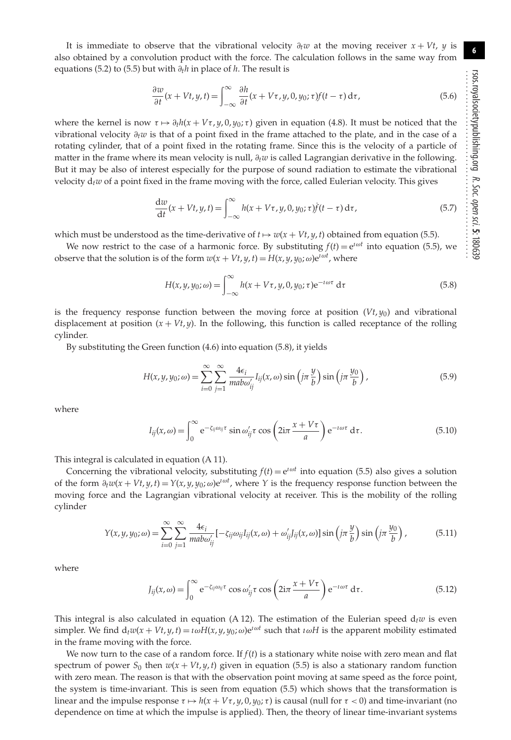It is immediate to observe that the vibrational velocity $\partial_t w$ at the moving receiver $x + Vt$, $y$ is also obtained by a convolution product with the force. The calculation follows in the same way from equations (5.2) to (5.5) but with $\partial_t h$ in place of $h$. The result is

$$\frac{\partial w}{\partial t}(x + Vt, y, t) = \int_{-\infty}^{\infty} \frac{\partial h}{\partial t}(x + V\tau, y, 0, y_0; \tau) f(t - \tau)\, \mathrm{d}\tau, \tag{5.6}$$

where the kernel is now $\tau \mapsto \partial_t h(x + V\tau, y, 0, y_0; \tau)$ given in equation (4.8). It must be noticed that the vibrational velocity $\partial_t w$ is that of a point fixed in the frame attached to the plate, and in the case of a rotating cylinder, that of a point fixed in the rotating frame. Since this is the velocity of a particle of matter in the frame where its mean velocity is null, $\partial_t w$ is called Lagrangian derivative in the following. But it may be also of interest especially for the purpose of sound radiation to estimate the vibrational velocity $\mathrm{d}_t w$ of a point fixed in the frame moving with the force, called Eulerian velocity. This gives

$$\frac{\mathrm{d}w}{\mathrm{d}t}(x + Vt, y, t) = \int_{-\infty}^{\infty} h(x + V\tau, y, 0, y_0; \tau) \dot{f}(t - \tau)\, \mathrm{d}\tau, \tag{5.7}$$

which must be understood as the time-derivative of $t \mapsto w(x + Vt, y, t)$ obtained from equation (5.5).

We now restrict to the case of a harmonic force. By substituting $f(t) = \mathrm{e}^{\imath\omega t}$ into equation (5.5), we observe that the solution is of the form $w(x + Vt, y, t) = H(x, y, y_0; \omega)\mathrm{e}^{\imath\omega t}$, where

$$H(x, y, y_0; \omega) = \int_{-\infty}^{\infty} h(x + V\tau, y, 0, y_0; \tau)\mathrm{e}^{-\imath\omega\tau}\, \mathrm{d}\tau \tag{5.8}$$

is the frequency response function between the moving force at position $(Vt, y_0)$ and vibrational displacement at position $(x + Vt, y)$. In the following, this function is called receptance of the rolling cylinder.

By substituting the Green function (4.6) into equation (5.8), it yields

$$H(x, y, y_0; \omega) = \sum_{i=0}^{\infty}\sum_{j=1}^{\infty} \frac{4\epsilon_i}{mab\omega'_{ij}} I_{ij}(x, \omega) \sin\left(j\pi\frac{y}{b}\right) \sin\left(j\pi\frac{y_0}{b}\right), \tag{5.9}$$

where

$$I_{ij}(x, \omega) = \int_{0}^{\infty} \mathrm{e}^{-\zeta_{ij}\omega_{ij}\tau} \sin\omega'_{ij}\tau \cos\left(2\mathrm{i}\pi\frac{x + V\tau}{a}\right)\mathrm{e}^{-\imath\omega\tau}\, \mathrm{d}\tau. \tag{5.10}$$

This integral is calculated in equation (A 11).

Concerning the vibrational velocity, substituting $f(t) = \mathrm{e}^{\imath\omega t}$ into equation (5.5) also gives a solution of the form $\partial_t w(x + Vt, y, t) = Y(x, y, y_0; \omega)\mathrm{e}^{\imath\omega t}$, where $Y$ is the frequency response function between the moving force and the Lagrangian vibrational velocity at receiver. This is the mobility of the rolling cylinder

$$Y(x, y, y_0; \omega) = \sum_{i=0}^{\infty}\sum_{j=1}^{\infty} \frac{4\epsilon_i}{mab\omega'_{ij}} [-\zeta_{ij}\omega_{ij} I_{ij}(x, \omega) + \omega'_{ij} J_{ij}(x, \omega)] \sin\left(j\pi\frac{y}{b}\right) \sin\left(j\pi\frac{y_0}{b}\right), \tag{5.11}$$

where

$$J_{ij}(x, \omega) = \int_{0}^{\infty} \mathrm{e}^{-\zeta_{ij}\omega_{ij}\tau} \cos\omega'_{ij}\tau \cos\left(2\mathrm{i}\pi\frac{x + V\tau}{a}\right)\mathrm{e}^{-\imath\omega\tau}\, \mathrm{d}\tau. \tag{5.12}$$

This integral is also calculated in equation (A 12). The estimation of the Eulerian speed $\mathrm{d}_t w$ is even simpler. We find $\mathrm{d}_t w(x + Vt, y, t) = \imath\omega H(x, y, y_0; \omega)\mathrm{e}^{\imath\omega t}$ such that $\imath\omega H$ is the apparent mobility estimated in the frame moving with the force.

We now turn to the case of a random force. If $f(t)$ is a stationary white noise with zero mean and flat spectrum of power $S_0$ then $w(x + Vt, y, t)$ given in equation (5.5) is also a stationary random function with zero mean. The reason is that with the observation point moving at same speed as the force point, the system is time-invariant. This is seen from equation (5.5) which shows that the transformation is linear and the impulse response $\tau \mapsto h(x + V\tau, y, 0, y_0; \tau)$ is causal (null for $\tau < 0$) and time-invariant (no dependence on time at which the impulse is applied). Then, the theory of linear time-invariant systems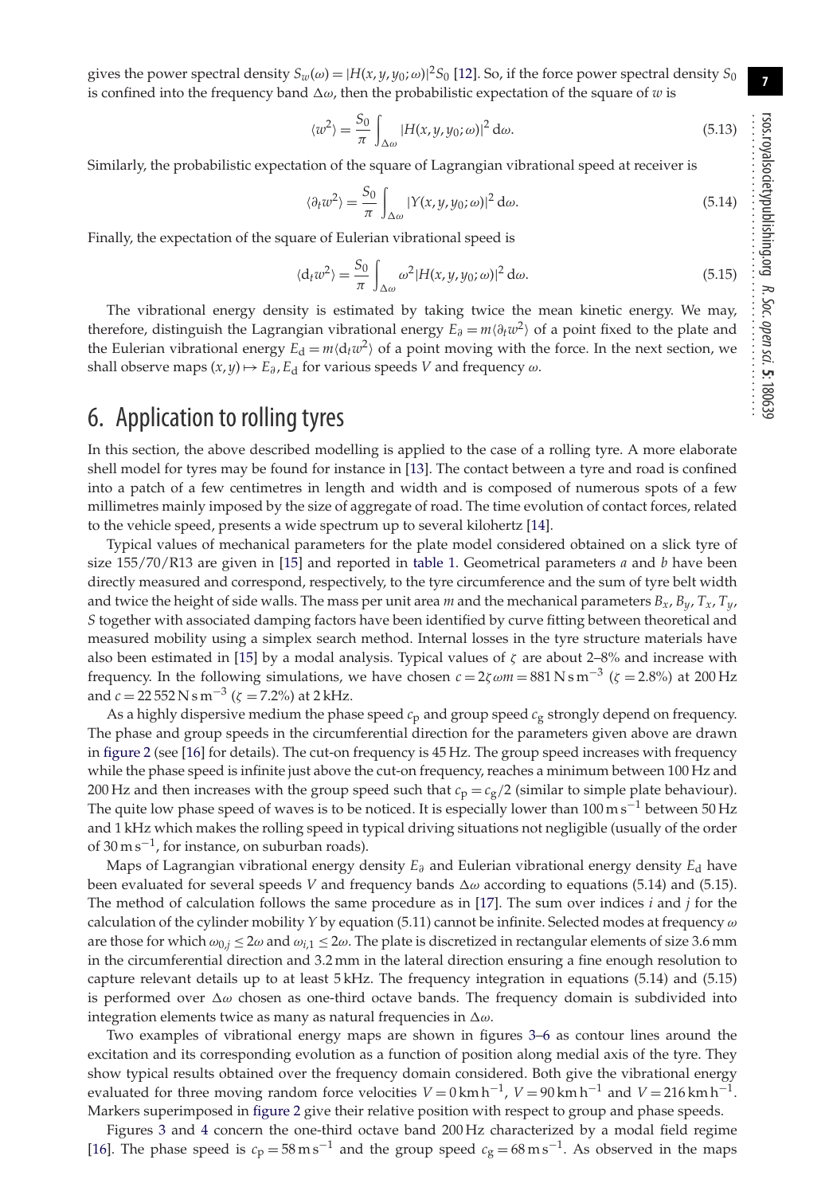gives the power spectral density $S_w(\omega) = |H(x, y, y_0; \omega)|^2 S_0$ [12]. So, if the force power spectral density $S_0$ is confined into the frequency band $\Delta\omega$, then the probabilistic expectation of the square of $w$ is

$$\langle w^2 \rangle = \frac{S_0}{\pi} \int_{\Delta\omega} |H(x, y, y_0; \omega)|^2 \, d\omega. \tag{5.13}$$

Similarly, the probabilistic expectation of the square of Lagrangian vibrational speed at receiver is

$$\langle \partial_t w^2 \rangle = \frac{S_0}{\pi} \int_{\Delta\omega} |Y(x, y, y_0; \omega)|^2 \, d\omega. \tag{5.14}$$

Finally, the expectation of the square of Eulerian vibrational speed is

$$\langle d_t w^2 \rangle = \frac{S_0}{\pi} \int_{\Delta\omega} \omega^2 |H(x, y, y_0; \omega)|^2 \, d\omega. \tag{5.15}$$

The vibrational energy density is estimated by taking twice the mean kinetic energy. We may, therefore, distinguish the Lagrangian vibrational energy $E_\partial = m\langle \partial_t w^2 \rangle$ of a point fixed to the plate and the Eulerian vibrational energy $E_d = m\langle d_t w^2 \rangle$ of a point moving with the force. In the next section, we shall observe maps $(x, y) \mapsto E_\partial, E_d$ for various speeds $V$ and frequency $\omega$.

# 6. Application to rolling tyres

In this section, the above described modelling is applied to the case of a rolling tyre. A more elaborate shell model for tyres may be found for instance in [13]. The contact between a tyre and road is confined into a patch of a few centimetres in length and width and is composed of numerous spots of a few millimetres mainly imposed by the size of aggregate of road. The time evolution of contact forces, related to the vehicle speed, presents a wide spectrum up to several kilohertz [14].

Typical values of mechanical parameters for the plate model considered obtained on a slick tyre of size 155/70/R13 are given in [15] and reported in table 1. Geometrical parameters $a$ and $b$ have been directly measured and correspond, respectively, to the tyre circumference and the sum of tyre belt width and twice the height of side walls. The mass per unit area $m$ and the mechanical parameters $B_x$, $B_y$, $T_x$, $T_y$, $S$ together with associated damping factors have been identified by curve fitting between theoretical and measured mobility using a simplex search method. Internal losses in the tyre structure materials have also been estimated in [15] by a modal analysis. Typical values of $\zeta$ are about 2–8% and increase with frequency. In the following simulations, we have chosen $c = 2\zeta\omega m = 881\,\mathrm{N\,s\,m^{-3}}$ ($\zeta = 2.8\%$) at 200 Hz and $c = 22\,552\,\mathrm{N\,s\,m^{-3}}$ ($\zeta = 7.2\%$) at 2 kHz.

As a highly dispersive medium the phase speed $c_p$ and group speed $c_g$ strongly depend on frequency. The phase and group speeds in the circumferential direction for the parameters given above are drawn in figure 2 (see [16] for details). The cut-on frequency is 45 Hz. The group speed increases with frequency while the phase speed is infinite just above the cut-on frequency, reaches a minimum between 100 Hz and 200 Hz and then increases with the group speed such that $c_p = c_g/2$ (similar to simple plate behaviour). The quite low phase speed of waves is to be noticed. It is especially lower than $100\,\mathrm{m\,s^{-1}}$ between 50 Hz and 1 kHz which makes the rolling speed in typical driving situations not negligible (usually of the order of $30\,\mathrm{m\,s^{-1}}$, for instance, on suburban roads).

Maps of Lagrangian vibrational energy density $E_\partial$ and Eulerian vibrational energy density $E_d$ have been evaluated for several speeds $V$ and frequency bands $\Delta\omega$ according to equations (5.14) and (5.15). The method of calculation follows the same procedure as in [17]. The sum over indices $i$ and $j$ for the calculation of the cylinder mobility $Y$ by equation (5.11) cannot be infinite. Selected modes at frequency $\omega$ are those for which $\omega_{0,j} \leq 2\omega$ and $\omega_{i,1} \leq 2\omega$. The plate is discretized in rectangular elements of size 3.6 mm in the circumferential direction and 3.2 mm in the lateral direction ensuring a fine enough resolution to capture relevant details up to at least 5 kHz. The frequency integration in equations (5.14) and (5.15) is performed over $\Delta\omega$ chosen as one-third octave bands. The frequency domain is subdivided into integration elements twice as many as natural frequencies in $\Delta\omega$.

Two examples of vibrational energy maps are shown in figures 3–6 as contour lines around the excitation and its corresponding evolution as a function of position along medial axis of the tyre. They show typical results obtained over the frequency domain considered. Both give the vibrational energy evaluated for three moving random force velocities $V = 0\,\mathrm{km\,h^{-1}}$, $V = 90\,\mathrm{km\,h^{-1}}$ and $V = 216\,\mathrm{km\,h^{-1}}$. Markers superimposed in figure 2 give their relative position with respect to group and phase speeds.

Figures 3 and 4 concern the one-third octave band 200 Hz characterized by a modal field regime [16]. The phase speed is $c_p = 58\,\mathrm{m\,s^{-1}}$ and the group speed $c_g = 68\,\mathrm{m\,s^{-1}}$. As observed in the maps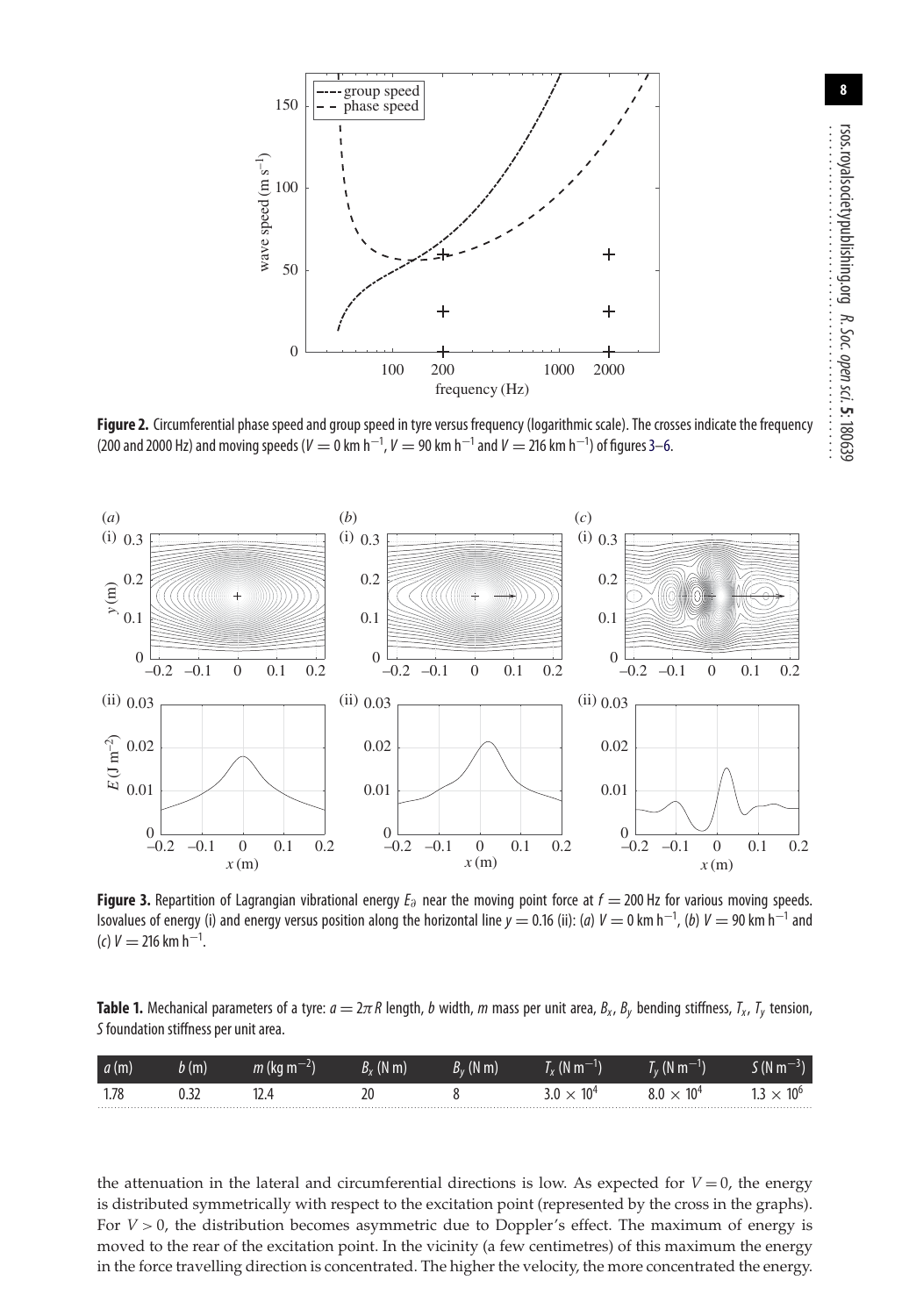group speed
phase speed
wave speed (m s$^{-1}$)
150
100
50
0
100
200
1000
2000
frequency (Hz)

**Figure 2.** Circumferential phase speed and group speed in tyre versus frequency (logarithmic scale). The crosses indicate the frequency (200 and 2000 Hz) and moving speeds ($V = 0$ km h$^{-1}$, $V = 90$ km h$^{-1}$ and $V = 216$ km h$^{-1}$) of figures 3–6.

(a) (b) (c)
(i) $y$ (m)
(ii) $E$ (J m$^{-2}$)
$x$ (m)

**Figure 3.** Repartition of Lagrangian vibrational energy $E_\partial$ near the moving point force at $f = 200$ Hz for various moving speeds. Isovalues of energy (i) and energy versus position along the horizontal line $y = 0.16$ (ii): (*a*) $V = 0$ km h$^{-1}$, (*b*) $V = 90$ km h$^{-1}$ and (*c*) $V = 216$ km h$^{-1}$.

**Table 1.** Mechanical parameters of a tyre: $a = 2\pi R$ length, $b$ width, $m$ mass per unit area, $B_x$, $B_y$ bending stiffness, $T_x$, $T_y$ tension, $S$ foundation stiffness per unit area.

| $a$ (m) | $b$ (m) | $m$ (kg m$^{-2}$) | $B_x$ (N m) | $B_y$ (N m) | $T_x$ (N m$^{-1}$) | $T_y$ (N m$^{-1}$) | $S$ (N m$^{-3}$) |
|---|---|---|---|---|---|---|---|
| 1.78 | 0.32 | 12.4 | 20 | 8 | $3.0 \times 10^4$ | $8.0 \times 10^4$ | $1.3 \times 10^6$ |

the attenuation in the lateral and circumferential directions is low. As expected for $V = 0$, the energy is distributed symmetrically with respect to the excitation point (represented by the cross in the graphs). For $V > 0$, the distribution becomes asymmetric due to Doppler's effect. The maximum of energy is moved to the rear of the excitation point. In the vicinity (a few centimetres) of this maximum the energy in the force travelling direction is concentrated. The higher the velocity, the more concentrated the energy.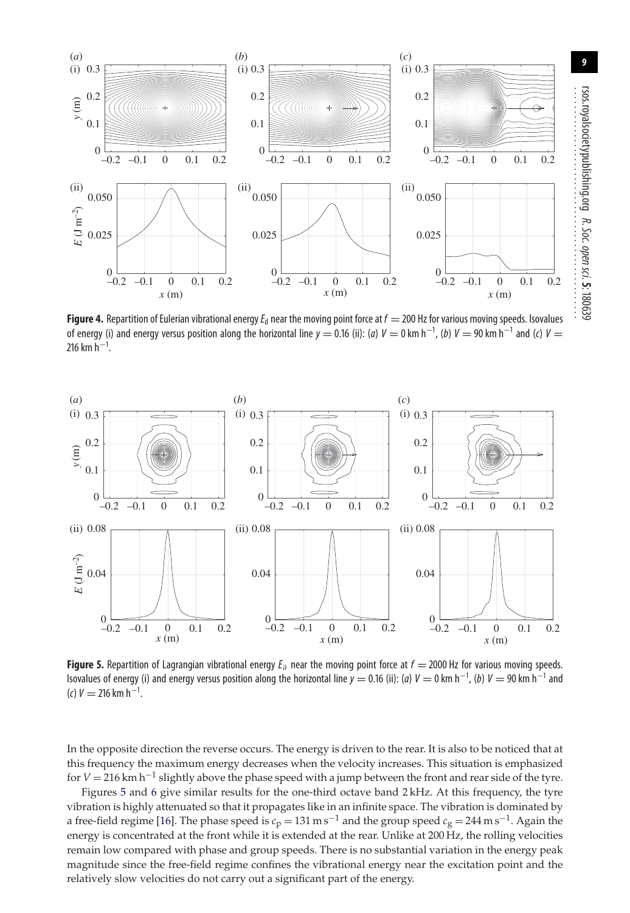(a)

(i) 0.3

0.2

y (m)

0.1

0

–0.2 –0.1 0 0.1 0.2

(ii)

0.050

E (J m$^{-2}$)

0.025

0

–0.2 –0.1 0 0.1 0.2

x (m)

(b)

(i) 0.3

0.2

0.1

0

–0.2 –0.1 0 0.1 0.2

(ii)

0.050

0.025

0

–0.2 –0.1 0 0.1 0.2

x (m)

(c)

(i) 0.3

0.2

0.1

0

–0.2 –0.1 0 0.1 0.2

(ii)

0.050

0.025

0

–0.2 –0.1 0 0.1 0.2

x (m)

**Figure 4.** Repartition of Eulerian vibrational energy $E_d$ near the moving point force at $f = 200$ Hz for various moving speeds. Isovalues of energy (i) and energy versus position along the horizontal line $y = 0.16$ (ii): (*a*) $V = 0$ km h$^{-1}$, (*b*) $V = 90$ km h$^{-1}$ and (*c*) $V = 216$ km h$^{-1}$.

(a)

(i) 0.3

0.2

y (m)

0.1

0

–0.2 –0.1 0 0.1 0.2

(ii) 0.08

E (J m$^{-2}$)

0.04

0

–0.2 –0.1 0 0.1 0.2

x (m)

(b)

(i) 0.3

0.2

0.1

0

–0.2 –0.1 0 0.1 0.2

(ii) 0.08

0.04

0

–0.2 –0.1 0 0.1 0.2

x (m)

(c)

(i) 0.3

0.2

0.1

0

–0.2 –0.1 0 0.1 0.2

(ii) 0.08

0.04

0

–0.2 –0.1 0 0.1 0.2

x (m)

**Figure 5.** Repartition of Lagrangian vibrational energy $E_\partial$ near the moving point force at $f = 2000$ Hz for various moving speeds. Isovalues of energy (i) and energy versus position along the horizontal line $y = 0.16$ (ii): (*a*) $V = 0$ km h$^{-1}$, (*b*) $V = 90$ km h$^{-1}$ and (*c*) $V = 216$ km h$^{-1}$.

In the opposite direction the reverse occurs. The energy is driven to the rear. It is also to be noticed that at this frequency the maximum energy decreases when the velocity increases. This situation is emphasized for $V = 216$ km h$^{-1}$ slightly above the phase speed with a jump between the front and rear side of the tyre.

Figures 5 and 6 give similar results for the one-third octave band 2 kHz. At this frequency, the tyre vibration is highly attenuated so that it propagates like in an infinite space. The vibration is dominated by a free-field regime [16]. The phase speed is $c_p = 131$ m s$^{-1}$ and the group speed $c_g = 244$ m s$^{-1}$. Again the energy is concentrated at the front while it is extended at the rear. Unlike at 200 Hz, the rolling velocities remain low compared with phase and group speeds. There is no substantial variation in the energy peak magnitude since the free-field regime confines the vibrational energy near the excitation point and the relatively slow velocities do not carry out a significant part of the energy.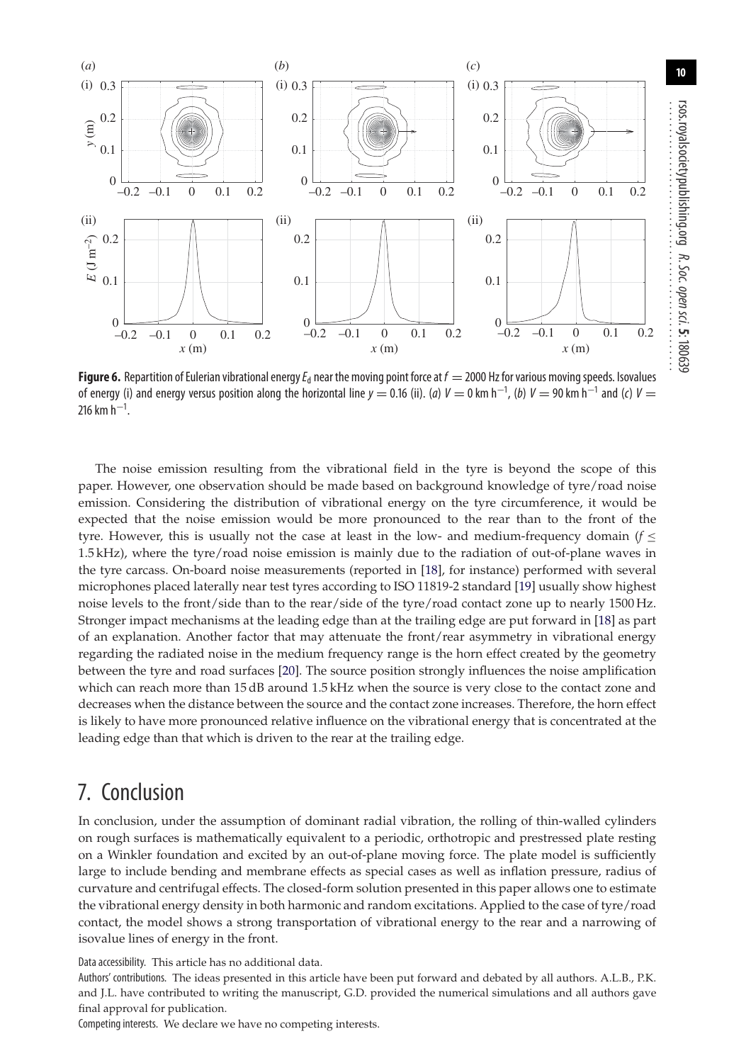(a)

(i) 0.3

0.2

y (m)

0.1

0

–0.2 –0.1 0 0.1 0.2

(ii)

E (J m$^{-2}$) 0.2

0.1

0

–0.2 –0.1 0 0.1 0.2

x (m)

(b)

(i) 0.3

0.2

0.1

0

–0.2 –0.1 0 0.1 0.2

(ii)

0.2

0.1

0

–0.2 –0.1 0 0.1 0.2

x (m)

(c)

(i) 0.3

0.2

0.1

0

–0.2 –0.1 0 0.1 0.2

(ii)

0.2

0.1

0

–0.2 –0.1 0 0.1 0.2

x (m)

**Figure 6.** Repartition of Eulerian vibrational energy $E_d$ near the moving point force at $f = 2000$ Hz for various moving speeds. Isovalues of energy (i) and energy versus position along the horizontal line $y = 0.16$ (ii). (*a*) $V = 0$ km h$^{-1}$, (*b*) $V = 90$ km h$^{-1}$ and (*c*) $V = 216$ km h$^{-1}$.

The noise emission resulting from the vibrational field in the tyre is beyond the scope of this paper. However, one observation should be made based on background knowledge of tyre/road noise emission. Considering the distribution of vibrational energy on the tyre circumference, it would be expected that the noise emission would be more pronounced to the rear than to the front of the tyre. However, this is usually not the case at least in the low- and medium-frequency domain ($f \leq 1.5$ kHz), where the tyre/road noise emission is mainly due to the radiation of out-of-plane waves in the tyre carcass. On-board noise measurements (reported in [18], for instance) performed with several microphones placed laterally near test tyres according to ISO 11819-2 standard [19] usually show highest noise levels to the front/side than to the rear/side of the tyre/road contact zone up to nearly 1500 Hz. Stronger impact mechanisms at the leading edge than at the trailing edge are put forward in [18] as part of an explanation. Another factor that may attenuate the front/rear asymmetry in vibrational energy regarding the radiated noise in the medium frequency range is the horn effect created by the geometry between the tyre and road surfaces [20]. The source position strongly influences the noise amplification which can reach more than 15 dB around 1.5 kHz when the source is very close to the contact zone and decreases when the distance between the source and the contact zone increases. Therefore, the horn effect is likely to have more pronounced relative influence on the vibrational energy that is concentrated at the leading edge than that which is driven to the rear at the trailing edge.

# 7. Conclusion

In conclusion, under the assumption of dominant radial vibration, the rolling of thin-walled cylinders on rough surfaces is mathematically equivalent to a periodic, orthotropic and prestressed plate resting on a Winkler foundation and excited by an out-of-plane moving force. The plate model is sufficiently large to include bending and membrane effects as special cases as well as inflation pressure, radius of curvature and centrifugal effects. The closed-form solution presented in this paper allows one to estimate the vibrational energy density in both harmonic and random excitations. Applied to the case of tyre/road contact, the model shows a strong transportation of vibrational energy to the rear and a narrowing of isovalue lines of energy in the front.

Data accessibility. This article has no additional data.

Authors' contributions. The ideas presented in this article have been put forward and debated by all authors. A.L.B., P.K. and J.L. have contributed to writing the manuscript, G.D. provided the numerical simulations and all authors gave final approval for publication.

Competing interests. We declare we have no competing interests.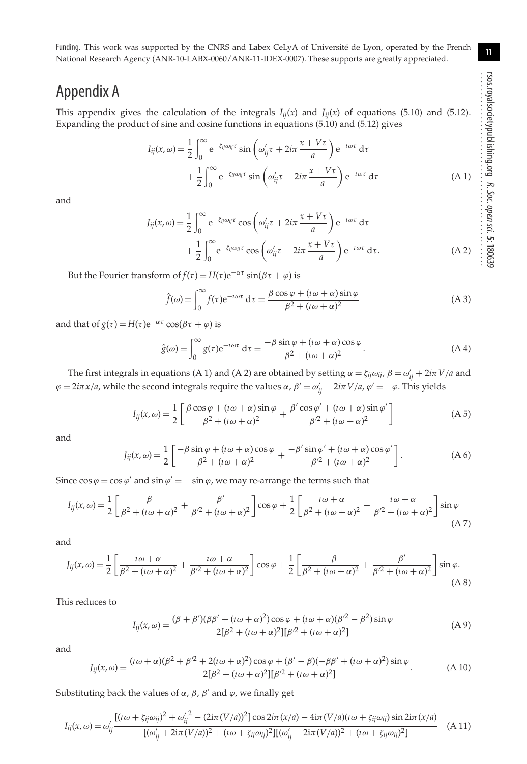Funding. This work was supported by the CNRS and Labex CeLyA of Université de Lyon, operated by the French National Research Agency (ANR-10-LABX-0060/ANR-11-IDEX-0007). These supports are greatly appreciated.

# Appendix A

This appendix gives the calculation of the integrals $I_{ij}(x)$ and $J_{ij}(x)$ of equations (5.10) and (5.12). Expanding the product of sine and cosine functions in equations (5.10) and (5.12) gives

$$I_{ij}(x,\omega) = \frac{1}{2}\int_0^\infty \mathrm{e}^{-\zeta_{ij}\omega_{ij}\tau}\sin\left(\omega'_{ij}\tau + 2i\pi\frac{x+V\tau}{a}\right)\mathrm{e}^{-\imath\omega\tau}\,\mathrm{d}\tau + \frac{1}{2}\int_0^\infty \mathrm{e}^{-\zeta_{ij}\omega_{ij}\tau}\sin\left(\omega'_{ij}\tau - 2i\pi\frac{x+V\tau}{a}\right)\mathrm{e}^{-\imath\omega\tau}\,\mathrm{d}\tau \tag{A 1}$$

and

$$J_{ij}(x,\omega) = \frac{1}{2}\int_0^\infty \mathrm{e}^{-\zeta_{ij}\omega_{ij}\tau}\cos\left(\omega'_{ij}\tau + 2i\pi\frac{x+V\tau}{a}\right)\mathrm{e}^{-\imath\omega\tau}\,\mathrm{d}\tau + \frac{1}{2}\int_0^\infty \mathrm{e}^{-\zeta_{ij}\omega_{ij}\tau}\cos\left(\omega'_{ij}\tau - 2i\pi\frac{x+V\tau}{a}\right)\mathrm{e}^{-\imath\omega\tau}\,\mathrm{d}\tau. \tag{A 2}$$

But the Fourier transform of $f(\tau) = H(\tau)\mathrm{e}^{-\alpha\tau}\sin(\beta\tau+\varphi)$ is

$$\hat{f}(\omega) = \int_0^\infty f(\tau)\mathrm{e}^{-\imath\omega\tau}\,\mathrm{d}\tau = \frac{\beta\cos\varphi + (\imath\omega+\alpha)\sin\varphi}{\beta^2 + (\imath\omega+\alpha)^2} \tag{A 3}$$

and that of $g(\tau) = H(\tau)\mathrm{e}^{-\alpha\tau}\cos(\beta\tau+\varphi)$ is

$$\hat{g}(\omega) = \int_0^\infty g(\tau)\mathrm{e}^{-\imath\omega\tau}\,\mathrm{d}\tau = \frac{-\beta\sin\varphi + (\imath\omega+\alpha)\cos\varphi}{\beta^2 + (\imath\omega+\alpha)^2}. \tag{A 4}$$

The first integrals in equations (A 1) and (A 2) are obtained by setting $\alpha = \zeta_{ij}\omega_{ij}$, $\beta = \omega'_{ij} + 2i\pi V/a$ and $\varphi = 2i\pi x/a$, while the second integrals require the values $\alpha$, $\beta' = \omega'_{ij} - 2i\pi V/a$, $\varphi' = -\varphi$. This yields

$$I_{ij}(x,\omega) = \frac{1}{2}\left[\frac{\beta\cos\varphi + (\imath\omega+\alpha)\sin\varphi}{\beta^2 + (\imath\omega+\alpha)^2} + \frac{\beta'\cos\varphi' + (\imath\omega+\alpha)\sin\varphi'}{\beta'^2 + (\imath\omega+\alpha)^2}\right] \tag{A 5}$$

and

$$J_{ij}(x,\omega) = \frac{1}{2}\left[\frac{-\beta\sin\varphi + (\imath\omega+\alpha)\cos\varphi}{\beta^2 + (\imath\omega+\alpha)^2} + \frac{-\beta'\sin\varphi' + (\imath\omega+\alpha)\cos\varphi'}{\beta'^2 + (\imath\omega+\alpha)^2}\right]. \tag{A 6}$$

Since $\cos\varphi = \cos\varphi'$ and $\sin\varphi' = -\sin\varphi$, we may re-arrange the terms such that

$$I_{ij}(x,\omega) = \frac{1}{2}\left[\frac{\beta}{\beta^2 + (\imath\omega+\alpha)^2} + \frac{\beta'}{\beta'^2 + (\imath\omega+\alpha)^2}\right]\cos\varphi + \frac{1}{2}\left[\frac{\imath\omega+\alpha}{\beta^2 + (\imath\omega+\alpha)^2} - \frac{\imath\omega+\alpha}{\beta'^2 + (\imath\omega+\alpha)^2}\right]\sin\varphi \tag{A 7}$$

and

$$J_{ij}(x,\omega) = \frac{1}{2}\left[\frac{\imath\omega+\alpha}{\beta^2 + (\imath\omega+\alpha)^2} + \frac{\imath\omega+\alpha}{\beta'^2 + (\imath\omega+\alpha)^2}\right]\cos\varphi + \frac{1}{2}\left[\frac{-\beta}{\beta^2 + (\imath\omega+\alpha)^2} + \frac{\beta'}{\beta'^2 + (\imath\omega+\alpha)^2}\right]\sin\varphi. \tag{A 8}$$

This reduces to

$$I_{ij}(x,\omega) = \frac{(\beta+\beta')(\beta\beta' + (\imath\omega+\alpha)^2)\cos\varphi + (\imath\omega+\alpha)(\beta'^2 - \beta^2)\sin\varphi}{2[\beta^2 + (\imath\omega+\alpha)^2][\beta'^2 + (\imath\omega+\alpha)^2]} \tag{A 9}$$

and

$$J_{ij}(x,\omega) = \frac{(\imath\omega+\alpha)(\beta^2 + \beta'^2 + 2(\imath\omega+\alpha)^2)\cos\varphi + (\beta'-\beta)(-\beta\beta' + (\imath\omega+\alpha)^2)\sin\varphi}{2[\beta^2 + (\imath\omega+\alpha)^2][\beta'^2 + (\imath\omega+\alpha)^2]}. \tag{A 10}$$

Substituting back the values of $\alpha$, $\beta$, $\beta'$ and $\varphi$, we finally get

$$I_{ij}(x,\omega) = \omega'_{ij}\frac{[(\imath\omega + \zeta_{ij}\omega_{ij})^2 + {\omega'_{ij}}^2 - (2\mathrm{i}\pi(V/a))^2]\cos 2i\pi(x/a) - 4\mathrm{i}\pi(V/a)(\imath\omega + \zeta_{ij}\omega_{ij})\sin 2\mathrm{i}\pi(x/a)}{[(\omega'_{ij} + 2\mathrm{i}\pi(V/a))^2 + (\imath\omega + \zeta_{ij}\omega_{ij})^2][(\omega'_{ij} - 2\mathrm{i}\pi(V/a))^2 + (\imath\omega + \zeta_{ij}\omega_{ij})^2]} \tag{A 11}$$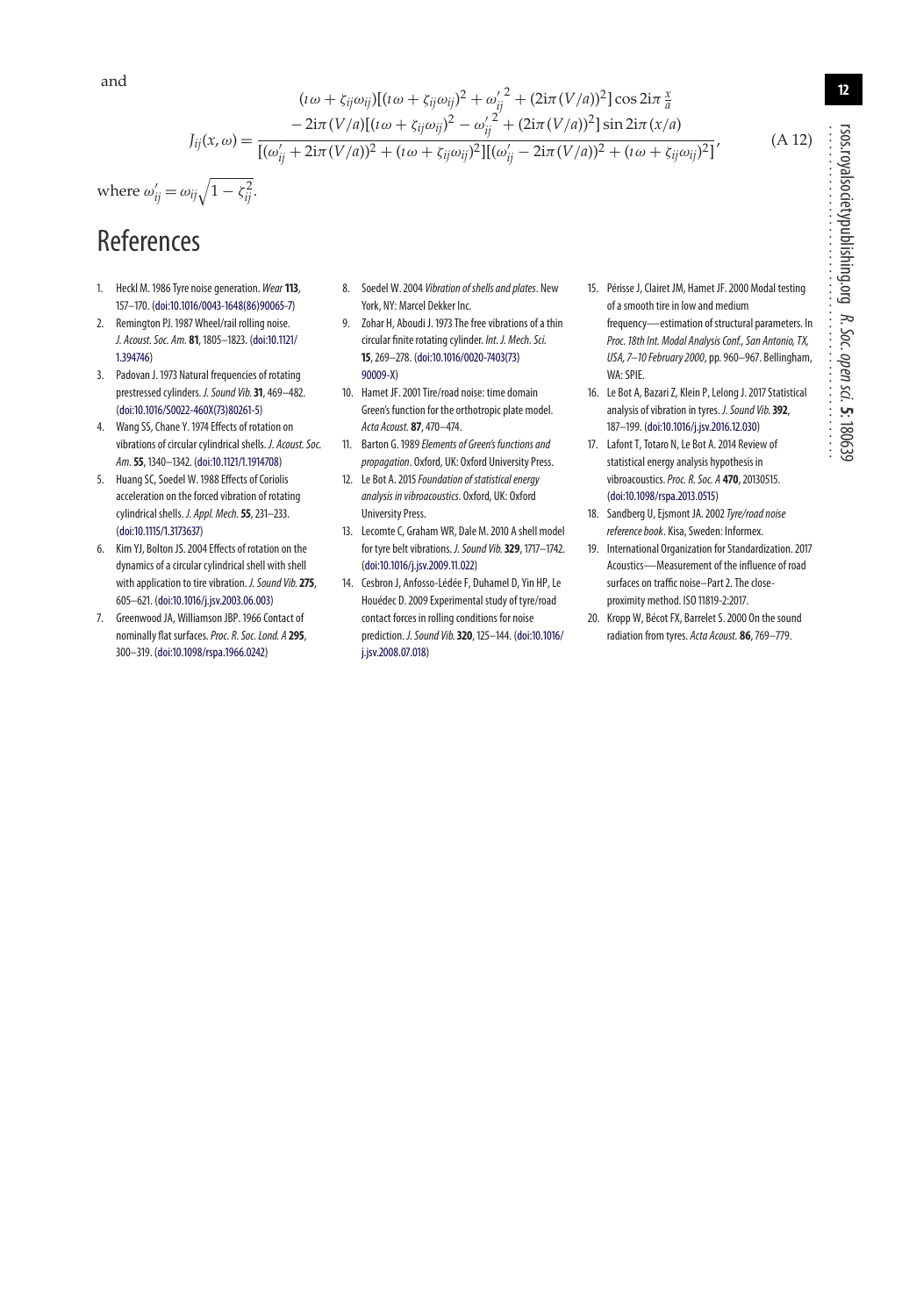and

$$J_{ij}(x,\omega) = \frac{(\imath\omega + \zeta_{ij}\omega_{ij})[(\imath\omega + \zeta_{ij}\omega_{ij})^2 + {\omega'_{ij}}^2 + (2\mathrm{i}\pi(V/a))^2]\cos 2\mathrm{i}\pi \frac{x}{a} - 2\mathrm{i}\pi(V/a)[(\imath\omega + \zeta_{ij}\omega_{ij})^2 - {\omega'_{ij}}^2 + (2\mathrm{i}\pi(V/a))^2]\sin 2\mathrm{i}\pi(x/a)}{[(\omega'_{ij} + 2\mathrm{i}\pi(V/a))^2 + (\imath\omega + \zeta_{ij}\omega_{ij})^2][(\omega'_{ij} - 2\mathrm{i}\pi(V/a))^2 + (\imath\omega + \zeta_{ij}\omega_{ij})^2]}, \tag{A 12}$$

where $\omega'_{ij} = \omega_{ij}\sqrt{1-\zeta_{ij}^2}$.

# References

1. Heckl M. 1986 Tyre noise generation. *Wear* **113**, 157–170. (doi:10.1016/0043-1648(86)90065-7)
2. Remington PJ. 1987 Wheel/rail rolling noise. *J. Acoust. Soc. Am.* **81**, 1805–1823. (doi:10.1121/1.394746)
3. Padovan J. 1973 Natural frequencies of rotating prestressed cylinders. *J. Sound Vib.* **31**, 469–482. (doi:10.1016/S0022-460X(73)80261-5)
4. Wang SS, Chane Y. 1974 Effects of rotation on vibrations of circular cylindrical shells. *J. Acoust. Soc. Am.* **55**, 1340–1342. (doi:10.1121/1.1914708)
5. Huang SC, Soedel W. 1988 Effects of Coriolis acceleration on the forced vibration of rotating cylindrical shells. *J. Appl. Mech.* **55**, 231–233. (doi:10.1115/1.3173637)
6. Kim YJ, Bolton JS. 2004 Effects of rotation on the dynamics of a circular cylindrical shell with shell with application to tire vibration. *J. Sound Vib.* **275**, 605–621. (doi:10.1016/j.jsv.2003.06.003)
7. Greenwood JA, Williamson JBP. 1966 Contact of nominally flat surfaces. *Proc. R. Soc. Lond. A* **295**, 300–319. (doi:10.1098/rspa.1966.0242)
8. Soedel W. 2004 *Vibration of shells and plates*. New York, NY: Marcel Dekker Inc.
9. Zohar H, Aboudi J. 1973 The free vibrations of a thin circular finite rotating cylinder. *Int. J. Mech. Sci.* **15**, 269–278. (doi:10.1016/0020-7403(73)90009-X)
10. Hamet JF. 2001 Tire/road noise: time domain Green's function for the orthotropic plate model. *Acta Acoust.* **87**, 470–474.
11. Barton G. 1989 *Elements of Green's functions and propagation*. Oxford, UK: Oxford University Press.
12. Le Bot A. 2015 *Foundation of statistical energy analysis in vibroacoustics*. Oxford, UK: Oxford University Press.
13. Lecomte C, Graham WR, Dale M. 2010 A shell model for tyre belt vibrations. *J. Sound Vib.* **329**, 1717–1742. (doi:10.1016/j.jsv.2009.11.022)
14. Cesbron J, Anfosso-Lédée F, Duhamel D, Yin HP, Le Houédec D. 2009 Experimental study of tyre/road contact forces in rolling conditions for noise prediction. *J. Sound Vib.* **320**, 125–144. (doi:10.1016/j.jsv.2008.07.018)
15. Périsse J, Clairet JM, Hamet JF. 2000 Modal testing of a smooth tire in low and medium frequency—estimation of structural parameters. In *Proc. 18th Int. Modal Analysis Conf., San Antonio, TX, USA, 7–10 February 2000*, pp. 960–967. Bellingham, WA: SPIE.
16. Le Bot A, Bazari Z, Klein P, Lelong J. 2017 Statistical analysis of vibration in tyres. *J. Sound Vib.* **392**, 187–199. (doi:10.1016/j.jsv.2016.12.030)
17. Lafont T, Totaro N, Le Bot A. 2014 Review of statistical energy analysis hypothesis in vibroacoustics. *Proc. R. Soc. A* **470**, 20130515. (doi:10.1098/rspa.2013.0515)
18. Sandberg U, Ejsmont JA. 2002 *Tyre/road noise reference book*. Kisa, Sweden: Informex.
19. International Organization for Standardization. 2017 Acoustics—Measurement of the influence of road surfaces on traffic noise–Part 2. The close-proximity method. ISO 11819-2:2017.
20. Kropp W, Bécot FX, Barrelet S. 2000 On the sound radiation from tyres. *Acta Acoust.* **86**, 769–779.